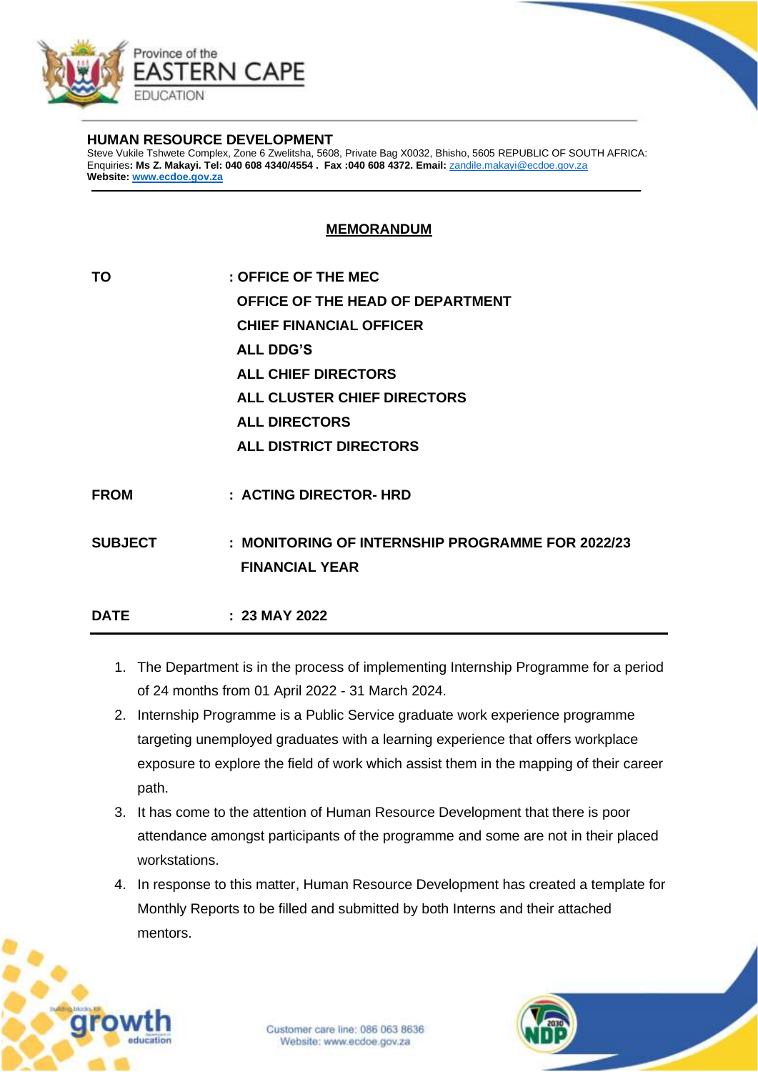Province of the
EASTERN CAPE
EDUCATION

**HUMAN RESOURCE DEVELOPMENT**
Steve Vukile Tshwete Complex, Zone 6 Zwelitsha, 5608, Private Bag X0032, Bhisho, 5605 REPUBLIC OF SOUTH AFRICA:
Enquiries**: Ms Z. Makayi. Tel: 040 608 4340/4554 . Fax :040 608 4372. Email:** zandile.makayi@ecdoe.gov.za
**Website: www.ecdoe.gov.za**

**MEMORANDUM**

**TO** : **OFFICE OF THE MEC**
**OFFICE OF THE HEAD OF DEPARTMENT**
**CHIEF FINANCIAL OFFICER**
**ALL DDG'S**
**ALL CHIEF DIRECTORS**
**ALL CLUSTER CHIEF DIRECTORS**
**ALL DIRECTORS**
**ALL DISTRICT DIRECTORS**

**FROM** : **ACTING DIRECTOR- HRD**

**SUBJECT** : **MONITORING OF INTERNSHIP PROGRAMME FOR 2022/23 FINANCIAL YEAR**

**DATE** : **23 MAY 2022**

1. The Department is in the process of implementing Internship Programme for a period of 24 months from 01 April 2022 - 31 March 2024.
2. Internship Programme is a Public Service graduate work experience programme targeting unemployed graduates with a learning experience that offers workplace exposure to explore the field of work which assist them in the mapping of their career path.
3. It has come to the attention of Human Resource Development that there is poor attendance amongst participants of the programme and some are not in their placed workstations.
4. In response to this matter, Human Resource Development has created a template for Monthly Reports to be filled and submitted by both Interns and their attached mentors.

Customer care line: 086 063 8636
Website: www.ecdoe.gov.za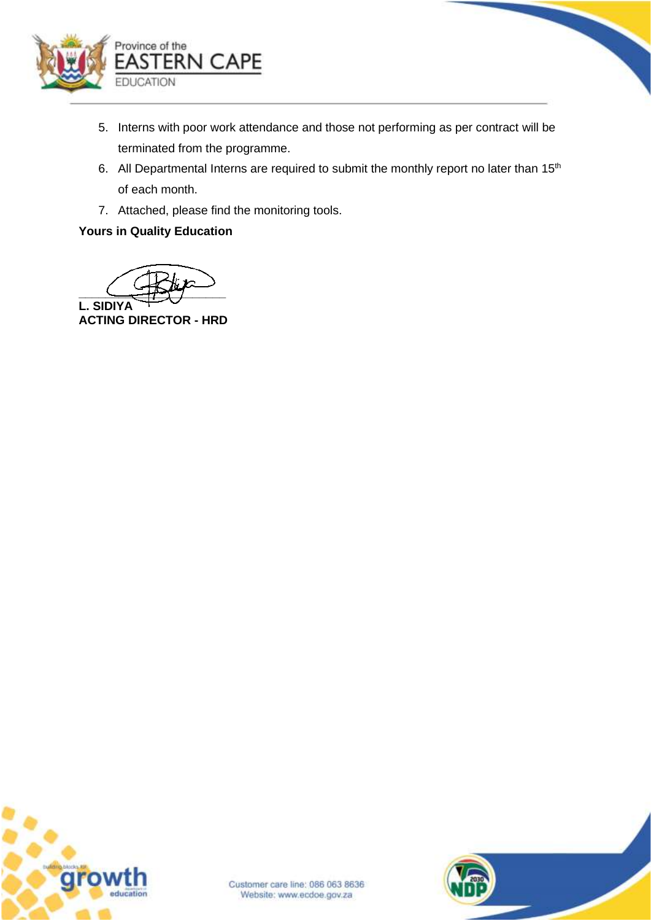5. Interns with poor work attendance and those not performing as per contract will be terminated from the programme.
6. All Departmental Interns are required to submit the monthly report no later than 15th of each month.
7. Attached, please find the monitoring tools.

**Yours in Quality Education**

**L. SIDIYA**
**ACTING DIRECTOR - HRD**